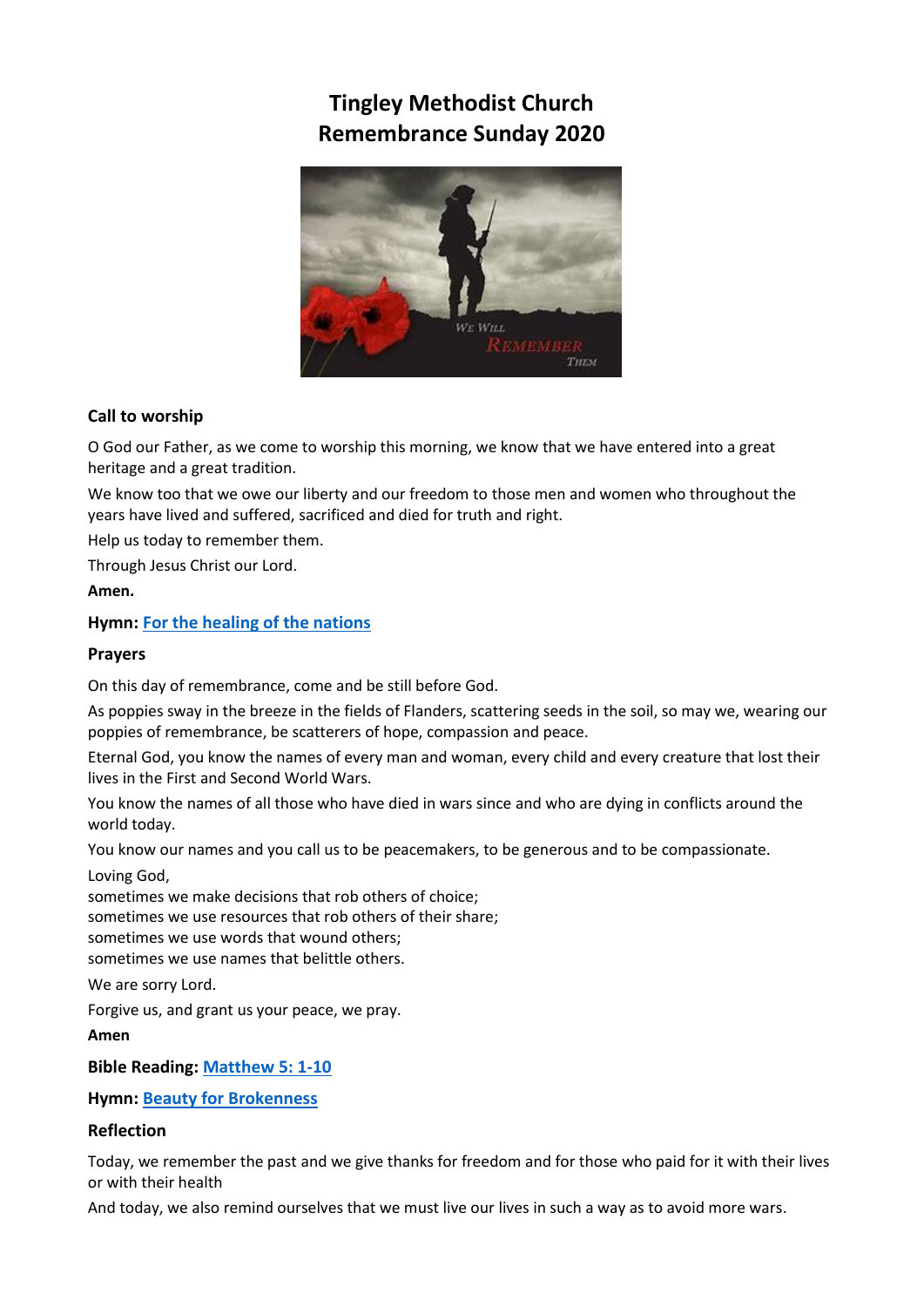# Tingley Methodist Church
# Remembrance Sunday 2020

### Call to worship

O God our Father, as we come to worship this morning, we know that we have entered into a great heritage and a great tradition.

We know too that we owe our liberty and our freedom to those men and women who throughout the years have lived and suffered, sacrificed and died for truth and right.

Help us today to remember them.

Through Jesus Christ our Lord.

**Amen.**

**Hymn: For the healing of the nations**

### Prayers

On this day of remembrance, come and be still before God.

As poppies sway in the breeze in the fields of Flanders, scattering seeds in the soil, so may we, wearing our poppies of remembrance, be scatterers of hope, compassion and peace.

Eternal God, you know the names of every man and woman, every child and every creature that lost their lives in the First and Second World Wars.

You know the names of all those who have died in wars since and who are dying in conflicts around the world today.

You know our names and you call us to be peacemakers, to be generous and to be compassionate.

Loving God,
sometimes we make decisions that rob others of choice;
sometimes we use resources that rob others of their share;
sometimes we use words that wound others;
sometimes we use names that belittle others.

We are sorry Lord.

Forgive us, and grant us your peace, we pray.

**Amen**

**Bible Reading: Matthew 5: 1-10**

**Hymn: Beauty for Brokenness**

### Reflection

Today, we remember the past and we give thanks for freedom and for those who paid for it with their lives or with their health

And today, we also remind ourselves that we must live our lives in such a way as to avoid more wars.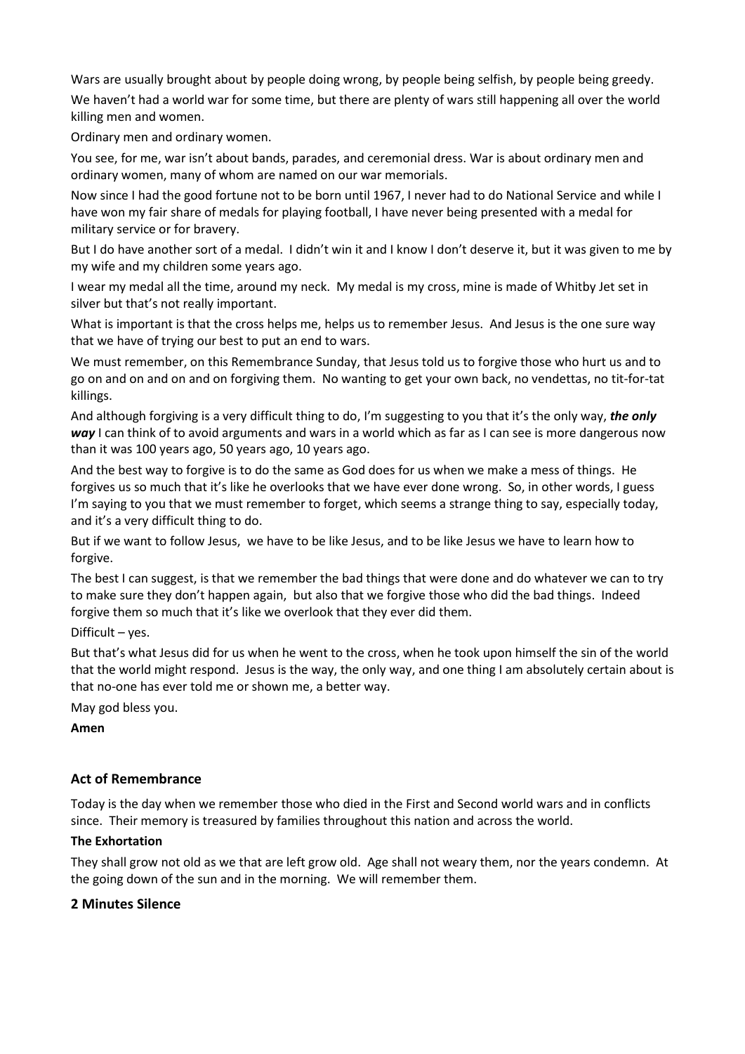Wars are usually brought about by people doing wrong, by people being selfish, by people being greedy.

We haven't had a world war for some time, but there are plenty of wars still happening all over the world killing men and women.

Ordinary men and ordinary women.

You see, for me, war isn't about bands, parades, and ceremonial dress. War is about ordinary men and ordinary women, many of whom are named on our war memorials.

Now since I had the good fortune not to be born until 1967, I never had to do National Service and while I have won my fair share of medals for playing football, I have never being presented with a medal for military service or for bravery.

But I do have another sort of a medal. I didn't win it and I know I don't deserve it, but it was given to me by my wife and my children some years ago.

I wear my medal all the time, around my neck. My medal is my cross, mine is made of Whitby Jet set in silver but that's not really important.

What is important is that the cross helps me, helps us to remember Jesus. And Jesus is the one sure way that we have of trying our best to put an end to wars.

We must remember, on this Remembrance Sunday, that Jesus told us to forgive those who hurt us and to go on and on and on and on forgiving them. No wanting to get your own back, no vendettas, no tit-for-tat killings.

And although forgiving is a very difficult thing to do, I'm suggesting to you that it's the only way, ***the only way*** I can think of to avoid arguments and wars in a world which as far as I can see is more dangerous now than it was 100 years ago, 50 years ago, 10 years ago.

And the best way to forgive is to do the same as God does for us when we make a mess of things. He forgives us so much that it's like he overlooks that we have ever done wrong. So, in other words, I guess I'm saying to you that we must remember to forget, which seems a strange thing to say, especially today, and it's a very difficult thing to do.

But if we want to follow Jesus, we have to be like Jesus, and to be like Jesus we have to learn how to forgive.

The best I can suggest, is that we remember the bad things that were done and do whatever we can to try to make sure they don't happen again, but also that we forgive those who did the bad things. Indeed forgive them so much that it's like we overlook that they ever did them.

Difficult – yes.

But that's what Jesus did for us when he went to the cross, when he took upon himself the sin of the world that the world might respond. Jesus is the way, the only way, and one thing I am absolutely certain about is that no-one has ever told me or shown me, a better way.

May god bless you.

**Amen**

## Act of Remembrance

Today is the day when we remember those who died in the First and Second world wars and in conflicts since. Their memory is treasured by families throughout this nation and across the world.

### The Exhortation

They shall grow not old as we that are left grow old. Age shall not weary them, nor the years condemn. At the going down of the sun and in the morning. We will remember them.

## 2 Minutes Silence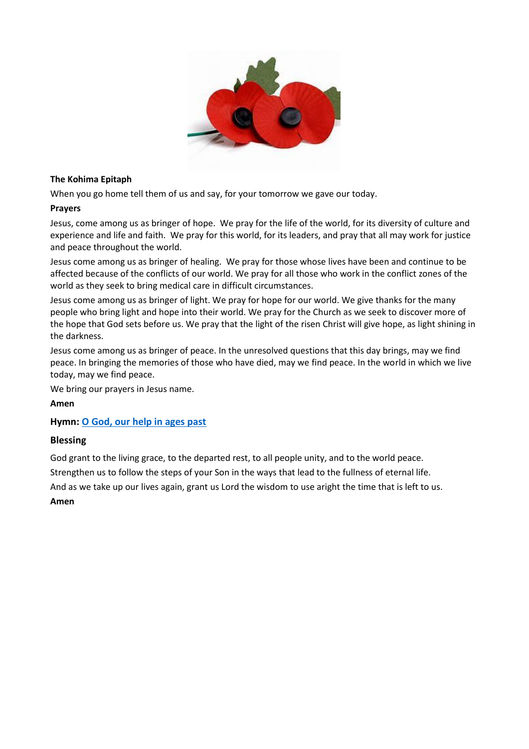**The Kohima Epitaph**

When you go home tell them of us and say, for your tomorrow we gave our today.

**Prayers**

Jesus, come among us as bringer of hope. We pray for the life of the world, for its diversity of culture and experience and life and faith. We pray for this world, for its leaders, and pray that all may work for justice and peace throughout the world.

Jesus come among us as bringer of healing. We pray for those whose lives have been and continue to be affected because of the conflicts of our world. We pray for all those who work in the conflict zones of the world as they seek to bring medical care in difficult circumstances.

Jesus come among us as bringer of light. We pray for hope for our world. We give thanks for the many people who bring light and hope into their world. We pray for the Church as we seek to discover more of the hope that God sets before us. We pray that the light of the risen Christ will give hope, as light shining in the darkness.

Jesus come among us as bringer of peace. In the unresolved questions that this day brings, may we find peace. In bringing the memories of those who have died, may we find peace. In the world in which we live today, may we find peace.

We bring our prayers in Jesus name.

**Amen**

### Hymn: O God, our help in ages past

### Blessing

God grant to the living grace, to the departed rest, to all people unity, and to the world peace.

Strengthen us to follow the steps of your Son in the ways that lead to the fullness of eternal life.

And as we take up our lives again, grant us Lord the wisdom to use aright the time that is left to us.

**Amen**